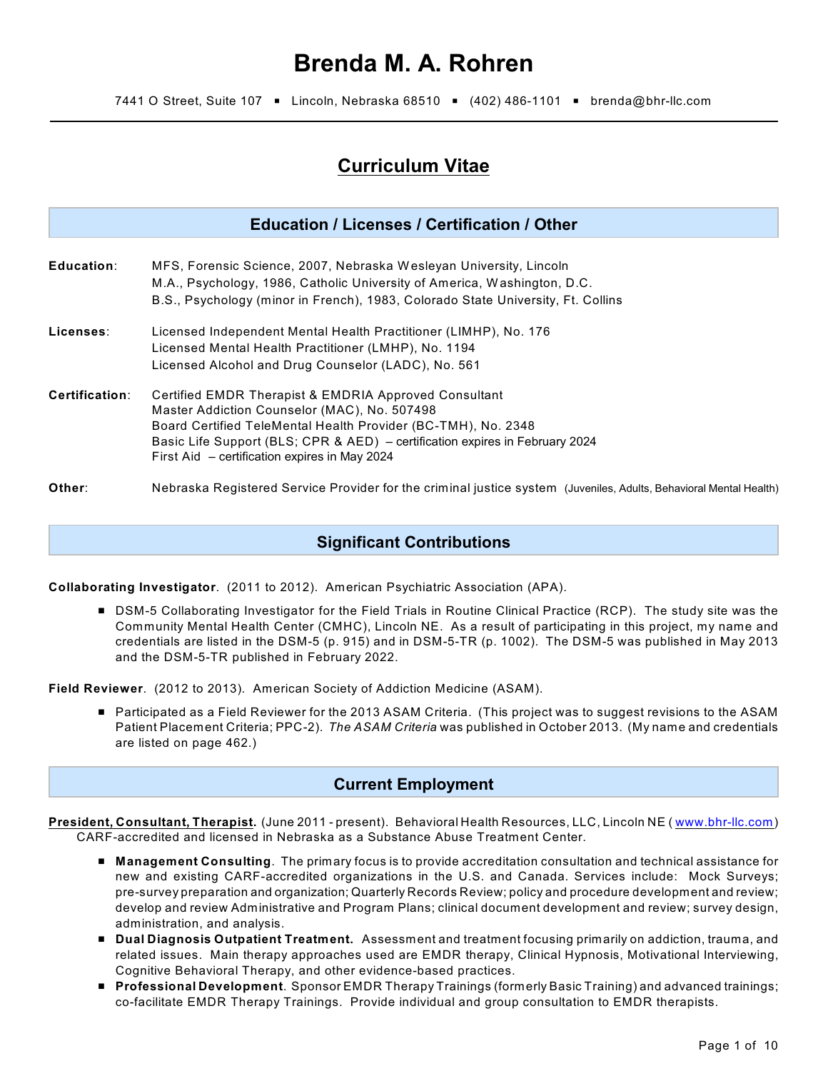# Brenda M. A. Rohren

7441 O Street, Suite 107 ▪ Lincoln, Nebraska 68510 ▪ (402) 486-1101 ▪ brenda@bhr-llc.com

## Curriculum Vitae

## Education / Licenses / Certification / Other

**Education**:
MFS, Forensic Science, 2007, Nebraska Wesleyan University, Lincoln
M.A., Psychology, 1986, Catholic University of America, Washington, D.C.
B.S., Psychology (minor in French), 1983, Colorado State University, Ft. Collins

**Licenses**:
Licensed Independent Mental Health Practitioner (LIMHP), No. 176
Licensed Mental Health Practitioner (LMHP), No. 1194
Licensed Alcohol and Drug Counselor (LADC), No. 561

**Certification**:
Certified EMDR Therapist & EMDRIA Approved Consultant
Master Addiction Counselor (MAC), No. 507498
Board Certified TeleMental Health Provider (BC-TMH), No. 2348
Basic Life Support (BLS; CPR & AED) – certification expires in February 2024
First Aid – certification expires in May 2024

**Other**:
Nebraska Registered Service Provider for the criminal justice system (Juveniles, Adults, Behavioral Mental Health)

## Significant Contributions

**Collaborating Investigator**. (2011 to 2012). American Psychiatric Association (APA).

- DSM-5 Collaborating Investigator for the Field Trials in Routine Clinical Practice (RCP). The study site was the Community Mental Health Center (CMHC), Lincoln NE. As a result of participating in this project, my name and credentials are listed in the DSM-5 (p. 915) and in DSM-5-TR (p. 1002). The DSM-5 was published in May 2013 and the DSM-5-TR published in February 2022.

**Field Reviewer**. (2012 to 2013). American Society of Addiction Medicine (ASAM).

- Participated as a Field Reviewer for the 2013 ASAM Criteria. (This project was to suggest revisions to the ASAM Patient Placement Criteria; PPC-2). *The ASAM Criteria* was published in October 2013. (My name and credentials are listed on page 462.)

## Current Employment

**President, Consultant, Therapist.** (June 2011 - present). Behavioral Health Resources, LLC, Lincoln NE ( www.bhr-llc.com ) CARF-accredited and licensed in Nebraska as a Substance Abuse Treatment Center.

- **Management Consulting**. The primary focus is to provide accreditation consultation and technical assistance for new and existing CARF-accredited organizations in the U.S. and Canada. Services include: Mock Surveys; pre-survey preparation and organization; Quarterly Records Review; policy and procedure development and review; develop and review Administrative and Program Plans; clinical document development and review; survey design, administration, and analysis.
- **Dual Diagnosis Outpatient Treatment.** Assessment and treatment focusing primarily on addiction, trauma, and related issues. Main therapy approaches used are EMDR therapy, Clinical Hypnosis, Motivational Interviewing, Cognitive Behavioral Therapy, and other evidence-based practices.
- **Professional Development**. Sponsor EMDR Therapy Trainings (formerly Basic Training) and advanced trainings; co-facilitate EMDR Therapy Trainings. Provide individual and group consultation to EMDR therapists.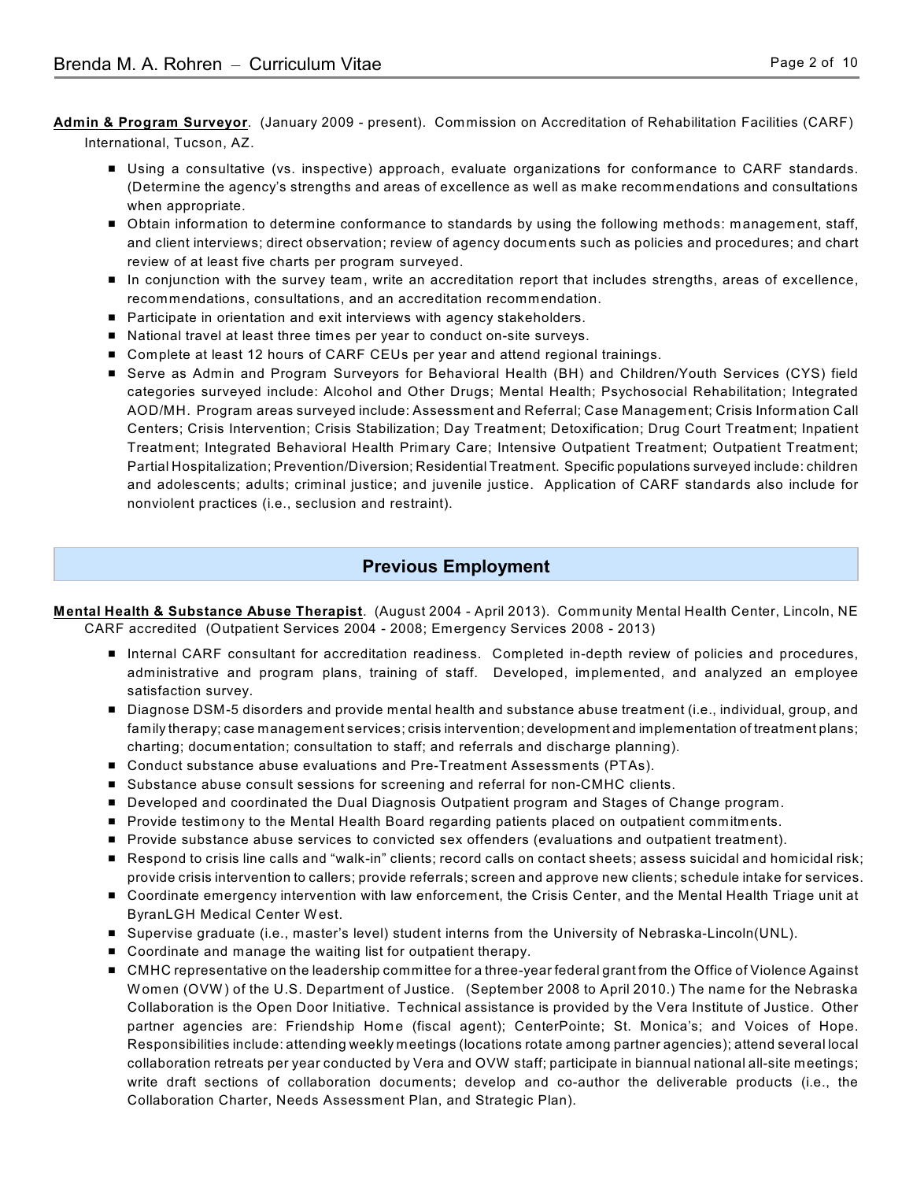**Admin & Program Surveyor**. (January 2009 - present). Commission on Accreditation of Rehabilitation Facilities (CARF) International, Tucson, AZ.

- Using a consultative (vs. inspective) approach, evaluate organizations for conformance to CARF standards. (Determine the agency's strengths and areas of excellence as well as make recommendations and consultations when appropriate.
- Obtain information to determine conformance to standards by using the following methods: management, staff, and client interviews; direct observation; review of agency documents such as policies and procedures; and chart review of at least five charts per program surveyed.
- In conjunction with the survey team, write an accreditation report that includes strengths, areas of excellence, recommendations, consultations, and an accreditation recommendation.
- Participate in orientation and exit interviews with agency stakeholders.
- National travel at least three times per year to conduct on-site surveys.
- Complete at least 12 hours of CARF CEUs per year and attend regional trainings.
- Serve as Admin and Program Surveyors for Behavioral Health (BH) and Children/Youth Services (CYS) field categories surveyed include: Alcohol and Other Drugs; Mental Health; Psychosocial Rehabilitation; Integrated AOD/MH. Program areas surveyed include: Assessment and Referral; Case Management; Crisis Information Call Centers; Crisis Intervention; Crisis Stabilization; Day Treatment; Detoxification; Drug Court Treatment; Inpatient Treatment; Integrated Behavioral Health Primary Care; Intensive Outpatient Treatment; Outpatient Treatment; Partial Hospitalization; Prevention/Diversion; Residential Treatment. Specific populations surveyed include: children and adolescents; adults; criminal justice; and juvenile justice. Application of CARF standards also include for nonviolent practices (i.e., seclusion and restraint).

## Previous Employment

**Mental Health & Substance Abuse Therapist**. (August 2004 - April 2013). Community Mental Health Center, Lincoln, NE CARF accredited (Outpatient Services 2004 - 2008; Emergency Services 2008 - 2013)

- Internal CARF consultant for accreditation readiness. Completed in-depth review of policies and procedures, administrative and program plans, training of staff. Developed, implemented, and analyzed an employee satisfaction survey.
- Diagnose DSM-5 disorders and provide mental health and substance abuse treatment (i.e., individual, group, and family therapy; case management services; crisis intervention; development and implementation of treatment plans; charting; documentation; consultation to staff; and referrals and discharge planning).
- Conduct substance abuse evaluations and Pre-Treatment Assessments (PTAs).
- Substance abuse consult sessions for screening and referral for non-CMHC clients.
- Developed and coordinated the Dual Diagnosis Outpatient program and Stages of Change program.
- Provide testimony to the Mental Health Board regarding patients placed on outpatient commitments.
- Provide substance abuse services to convicted sex offenders (evaluations and outpatient treatment).
- Respond to crisis line calls and "walk-in" clients; record calls on contact sheets; assess suicidal and homicidal risk; provide crisis intervention to callers; provide referrals; screen and approve new clients; schedule intake for services.
- Coordinate emergency intervention with law enforcement, the Crisis Center, and the Mental Health Triage unit at ByranLGH Medical Center West.
- Supervise graduate (i.e., master's level) student interns from the University of Nebraska-Lincoln(UNL).
- Coordinate and manage the waiting list for outpatient therapy.
- CMHC representative on the leadership committee for a three-year federal grant from the Office of Violence Against Women (OVW) of the U.S. Department of Justice. (September 2008 to April 2010.) The name for the Nebraska Collaboration is the Open Door Initiative. Technical assistance is provided by the Vera Institute of Justice. Other partner agencies are: Friendship Home (fiscal agent); CenterPointe; St. Monica's; and Voices of Hope. Responsibilities include: attending weekly meetings (locations rotate among partner agencies); attend several local collaboration retreats per year conducted by Vera and OVW staff; participate in biannual national all-site meetings; write draft sections of collaboration documents; develop and co-author the deliverable products (i.e., the Collaboration Charter, Needs Assessment Plan, and Strategic Plan).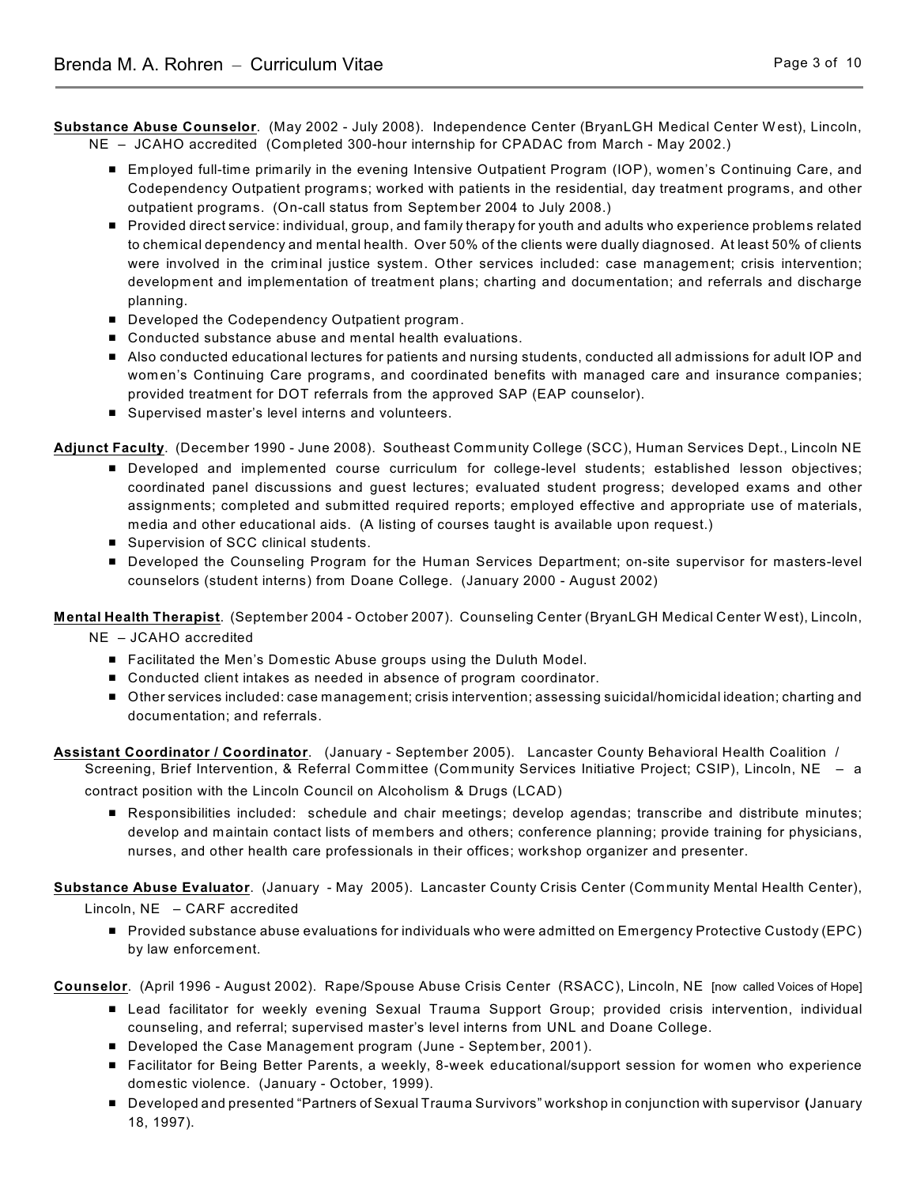**Substance Abuse Counselor**. (May 2002 - July 2008). Independence Center (BryanLGH Medical Center West), Lincoln, NE – JCAHO accredited (Completed 300-hour internship for CPADAC from March - May 2002.)

- Employed full-time primarily in the evening Intensive Outpatient Program (IOP), women's Continuing Care, and Codependency Outpatient programs; worked with patients in the residential, day treatment programs, and other outpatient programs. (On-call status from September 2004 to July 2008.)
- Provided direct service: individual, group, and family therapy for youth and adults who experience problems related to chemical dependency and mental health. Over 50% of the clients were dually diagnosed. At least 50% of clients were involved in the criminal justice system. Other services included: case management; crisis intervention; development and implementation of treatment plans; charting and documentation; and referrals and discharge planning.
- Developed the Codependency Outpatient program.
- Conducted substance abuse and mental health evaluations.
- Also conducted educational lectures for patients and nursing students, conducted all admissions for adult IOP and women's Continuing Care programs, and coordinated benefits with managed care and insurance companies; provided treatment for DOT referrals from the approved SAP (EAP counselor).
- Supervised master's level interns and volunteers.

**Adjunct Faculty**. (December 1990 - June 2008). Southeast Community College (SCC), Human Services Dept., Lincoln NE

- Developed and implemented course curriculum for college-level students; established lesson objectives; coordinated panel discussions and guest lectures; evaluated student progress; developed exams and other assignments; completed and submitted required reports; employed effective and appropriate use of materials, media and other educational aids. (A listing of courses taught is available upon request.)
- Supervision of SCC clinical students.
- Developed the Counseling Program for the Human Services Department; on-site supervisor for masters-level counselors (student interns) from Doane College. (January 2000 - August 2002)

**Mental Health Therapist**. (September 2004 - October 2007). Counseling Center (BryanLGH Medical Center West), Lincoln, NE – JCAHO accredited

- Facilitated the Men's Domestic Abuse groups using the Duluth Model.
- Conducted client intakes as needed in absence of program coordinator.
- Other services included: case management; crisis intervention; assessing suicidal/homicidal ideation; charting and documentation; and referrals.

**Assistant Coordinator / Coordinator**. (January - September 2005). Lancaster County Behavioral Health Coalition / Screening, Brief Intervention, & Referral Committee (Community Services Initiative Project; CSIP), Lincoln, NE – a contract position with the Lincoln Council on Alcoholism & Drugs (LCAD)

- Responsibilities included: schedule and chair meetings; develop agendas; transcribe and distribute minutes; develop and maintain contact lists of members and others; conference planning; provide training for physicians, nurses, and other health care professionals in their offices; workshop organizer and presenter.

**Substance Abuse Evaluator**. (January - May 2005). Lancaster County Crisis Center (Community Mental Health Center), Lincoln, NE – CARF accredited

- Provided substance abuse evaluations for individuals who were admitted on Emergency Protective Custody (EPC) by law enforcement.

**Counselor**. (April 1996 - August 2002). Rape/Spouse Abuse Crisis Center (RSACC), Lincoln, NE [now called Voices of Hope]

- Lead facilitator for weekly evening Sexual Trauma Support Group; provided crisis intervention, individual counseling, and referral; supervised master's level interns from UNL and Doane College.
- Developed the Case Management program (June - September, 2001).
- Facilitator for Being Better Parents, a weekly, 8-week educational/support session for women who experience domestic violence. (January - October, 1999).
- Developed and presented "Partners of Sexual Trauma Survivors" workshop in conjunction with supervisor (January 18, 1997).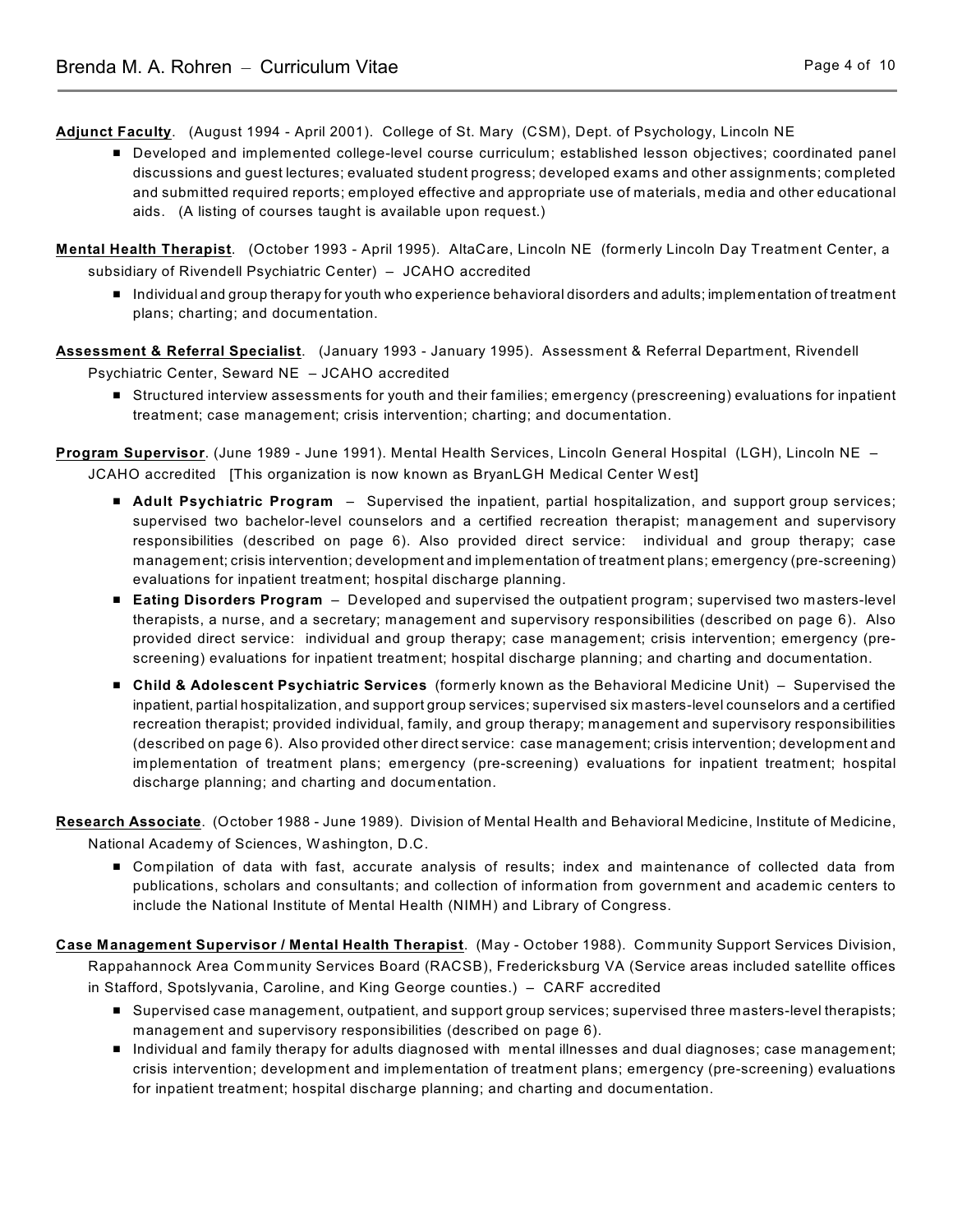**Adjunct Faculty**. (August 1994 - April 2001). College of St. Mary (CSM), Dept. of Psychology, Lincoln NE

- Developed and implemented college-level course curriculum; established lesson objectives; coordinated panel discussions and guest lectures; evaluated student progress; developed exams and other assignments; completed and submitted required reports; employed effective and appropriate use of materials, media and other educational aids. (A listing of courses taught is available upon request.)

**Mental Health Therapist**. (October 1993 - April 1995). AltaCare, Lincoln NE (formerly Lincoln Day Treatment Center, a subsidiary of Rivendell Psychiatric Center) – JCAHO accredited

- Individual and group therapy for youth who experience behavioral disorders and adults; implementation of treatment plans; charting; and documentation.

**Assessment & Referral Specialist**. (January 1993 - January 1995). Assessment & Referral Department, Rivendell Psychiatric Center, Seward NE – JCAHO accredited

- Structured interview assessments for youth and their families; emergency (prescreening) evaluations for inpatient treatment; case management; crisis intervention; charting; and documentation.

**Program Supervisor**. (June 1989 - June 1991). Mental Health Services, Lincoln General Hospital (LGH), Lincoln NE – JCAHO accredited [This organization is now known as BryanLGH Medical Center West]

- **Adult Psychiatric Program** – Supervised the inpatient, partial hospitalization, and support group services; supervised two bachelor-level counselors and a certified recreation therapist; management and supervisory responsibilities (described on page 6). Also provided direct service: individual and group therapy; case management; crisis intervention; development and implementation of treatment plans; emergency (pre-screening) evaluations for inpatient treatment; hospital discharge planning.
- **Eating Disorders Program** – Developed and supervised the outpatient program; supervised two masters-level therapists, a nurse, and a secretary; management and supervisory responsibilities (described on page 6). Also provided direct service: individual and group therapy; case management; crisis intervention; emergency (pre-screening) evaluations for inpatient treatment; hospital discharge planning; and charting and documentation.
- **Child & Adolescent Psychiatric Services** (formerly known as the Behavioral Medicine Unit) – Supervised the inpatient, partial hospitalization, and support group services; supervised six masters-level counselors and a certified recreation therapist; provided individual, family, and group therapy; management and supervisory responsibilities (described on page 6). Also provided other direct service: case management; crisis intervention; development and implementation of treatment plans; emergency (pre-screening) evaluations for inpatient treatment; hospital discharge planning; and charting and documentation.

**Research Associate**. (October 1988 - June 1989). Division of Mental Health and Behavioral Medicine, Institute of Medicine, National Academy of Sciences, Washington, D.C.

- Compilation of data with fast, accurate analysis of results; index and maintenance of collected data from publications, scholars and consultants; and collection of information from government and academic centers to include the National Institute of Mental Health (NIMH) and Library of Congress.

**Case Management Supervisor / Mental Health Therapist**. (May - October 1988). Community Support Services Division, Rappahannock Area Community Services Board (RACSB), Fredericksburg VA (Service areas included satellite offices in Stafford, Spotslyvania, Caroline, and King George counties.) – CARF accredited

- Supervised case management, outpatient, and support group services; supervised three masters-level therapists; management and supervisory responsibilities (described on page 6).
- Individual and family therapy for adults diagnosed with mental illnesses and dual diagnoses; case management; crisis intervention; development and implementation of treatment plans; emergency (pre-screening) evaluations for inpatient treatment; hospital discharge planning; and charting and documentation.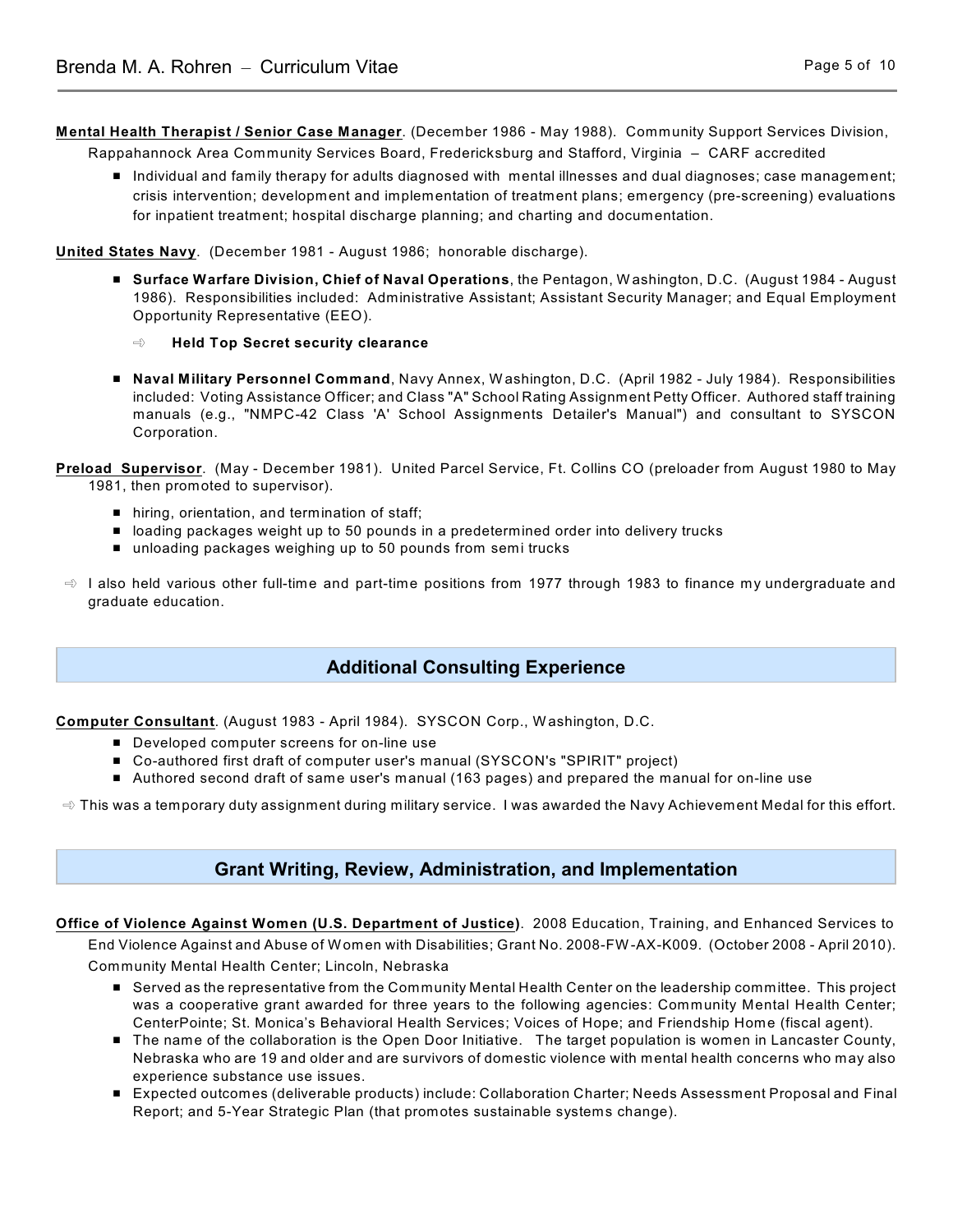**Mental Health Therapist / Senior Case Manager**. (December 1986 - May 1988). Community Support Services Division, Rappahannock Area Community Services Board, Fredericksburg and Stafford, Virginia – CARF accredited

- Individual and family therapy for adults diagnosed with mental illnesses and dual diagnoses; case management; crisis intervention; development and implementation of treatment plans; emergency (pre-screening) evaluations for inpatient treatment; hospital discharge planning; and charting and documentation.

**United States Navy**. (December 1981 - August 1986; honorable discharge).

- **Surface Warfare Division, Chief of Naval Operations**, the Pentagon, Washington, D.C. (August 1984 - August 1986). Responsibilities included: Administrative Assistant; Assistant Security Manager; and Equal Employment Opportunity Representative (EEO).
  - ⇨ **Held Top Secret security clearance**
- **Naval Military Personnel Command**, Navy Annex, Washington, D.C. (April 1982 - July 1984). Responsibilities included: Voting Assistance Officer; and Class "A" School Rating Assignment Petty Officer. Authored staff training manuals (e.g., "NMPC-42 Class 'A' School Assignments Detailer's Manual") and consultant to SYSCON Corporation.

**Preload Supervisor**. (May - December 1981). United Parcel Service, Ft. Collins CO (preloader from August 1980 to May 1981, then promoted to supervisor).

- hiring, orientation, and termination of staff;
- loading packages weight up to 50 pounds in a predetermined order into delivery trucks
- unloading packages weighing up to 50 pounds from semi trucks

⇨ I also held various other full-time and part-time positions from 1977 through 1983 to finance my undergraduate and graduate education.

## Additional Consulting Experience

**Computer Consultant**. (August 1983 - April 1984). SYSCON Corp., Washington, D.C.

- Developed computer screens for on-line use
- Co-authored first draft of computer user's manual (SYSCON's "SPIRIT" project)
- Authored second draft of same user's manual (163 pages) and prepared the manual for on-line use

⇨ This was a temporary duty assignment during military service. I was awarded the Navy Achievement Medal for this effort.

## Grant Writing, Review, Administration, and Implementation

**Office of Violence Against Women (U.S. Department of Justice)**. 2008 Education, Training, and Enhanced Services to End Violence Against and Abuse of Women with Disabilities; Grant No. 2008-FW-AX-K009. (October 2008 - April 2010). Community Mental Health Center; Lincoln, Nebraska

- Served as the representative from the Community Mental Health Center on the leadership committee. This project was a cooperative grant awarded for three years to the following agencies: Community Mental Health Center; CenterPointe; St. Monica's Behavioral Health Services; Voices of Hope; and Friendship Home (fiscal agent).
- The name of the collaboration is the Open Door Initiative. The target population is women in Lancaster County, Nebraska who are 19 and older and are survivors of domestic violence with mental health concerns who may also experience substance use issues.
- Expected outcomes (deliverable products) include: Collaboration Charter; Needs Assessment Proposal and Final Report; and 5-Year Strategic Plan (that promotes sustainable systems change).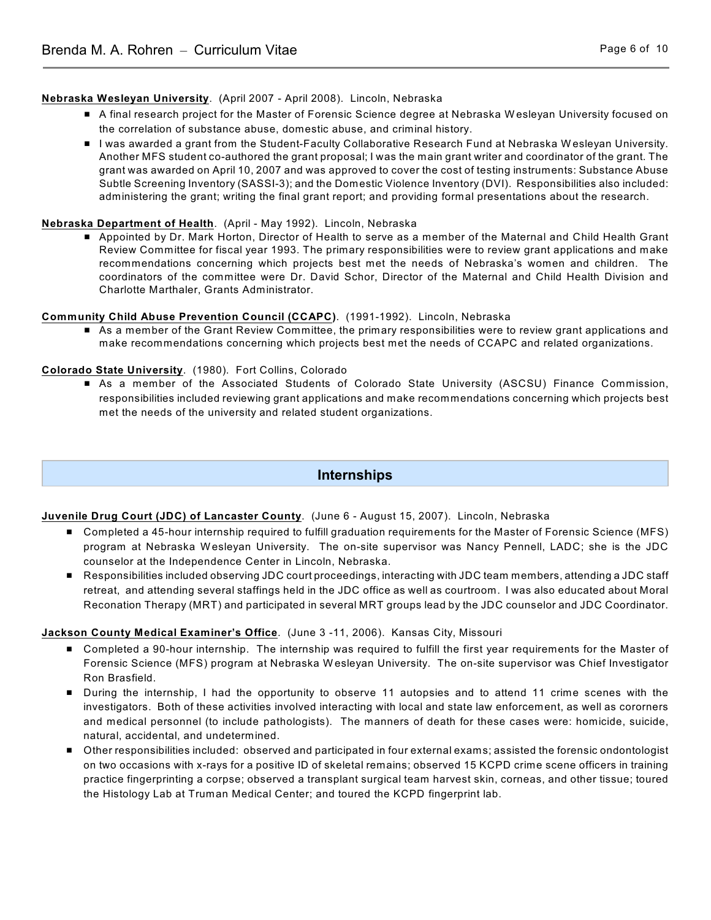**Nebraska Wesleyan University**. (April 2007 - April 2008). Lincoln, Nebraska

- A final research project for the Master of Forensic Science degree at Nebraska Wesleyan University focused on the correlation of substance abuse, domestic abuse, and criminal history.
- I was awarded a grant from the Student-Faculty Collaborative Research Fund at Nebraska Wesleyan University. Another MFS student co-authored the grant proposal; I was the main grant writer and coordinator of the grant. The grant was awarded on April 10, 2007 and was approved to cover the cost of testing instruments: Substance Abuse Subtle Screening Inventory (SASSI-3); and the Domestic Violence Inventory (DVI). Responsibilities also included: administering the grant; writing the final grant report; and providing formal presentations about the research.

**Nebraska Department of Health**. (April - May 1992). Lincoln, Nebraska

- Appointed by Dr. Mark Horton, Director of Health to serve as a member of the Maternal and Child Health Grant Review Committee for fiscal year 1993. The primary responsibilities were to review grant applications and make recommendations concerning which projects best met the needs of Nebraska's women and children. The coordinators of the committee were Dr. David Schor, Director of the Maternal and Child Health Division and Charlotte Marthaler, Grants Administrator.

**Community Child Abuse Prevention Council (CCAPC)**. (1991-1992). Lincoln, Nebraska

- As a member of the Grant Review Committee, the primary responsibilities were to review grant applications and make recommendations concerning which projects best met the needs of CCAPC and related organizations.

**Colorado State University**. (1980). Fort Collins, Colorado

- As a member of the Associated Students of Colorado State University (ASCSU) Finance Commission, responsibilities included reviewing grant applications and make recommendations concerning which projects best met the needs of the university and related student organizations.

## Internships

**Juvenile Drug Court (JDC) of Lancaster County**. (June 6 - August 15, 2007). Lincoln, Nebraska

- Completed a 45-hour internship required to fulfill graduation requirements for the Master of Forensic Science (MFS) program at Nebraska Wesleyan University. The on-site supervisor was Nancy Pennell, LADC; she is the JDC counselor at the Independence Center in Lincoln, Nebraska.
- Responsibilities included observing JDC court proceedings, interacting with JDC team members, attending a JDC staff retreat, and attending several staffings held in the JDC office as well as courtroom. I was also educated about Moral Reconation Therapy (MRT) and participated in several MRT groups lead by the JDC counselor and JDC Coordinator.

**Jackson County Medical Examiner's Office**. (June 3 -11, 2006). Kansas City, Missouri

- Completed a 90-hour internship. The internship was required to fulfill the first year requirements for the Master of Forensic Science (MFS) program at Nebraska Wesleyan University. The on-site supervisor was Chief Investigator Ron Brasfield.
- During the internship, I had the opportunity to observe 11 autopsies and to attend 11 crime scenes with the investigators. Both of these activities involved interacting with local and state law enforcement, as well as cororners and medical personnel (to include pathologists). The manners of death for these cases were: homicide, suicide, natural, accidental, and undetermined.
- Other responsibilities included: observed and participated in four external exams; assisted the forensic ondontologist on two occasions with x-rays for a positive ID of skeletal remains; observed 15 KCPD crime scene officers in training practice fingerprinting a corpse; observed a transplant surgical team harvest skin, corneas, and other tissue; toured the Histology Lab at Truman Medical Center; and toured the KCPD fingerprint lab.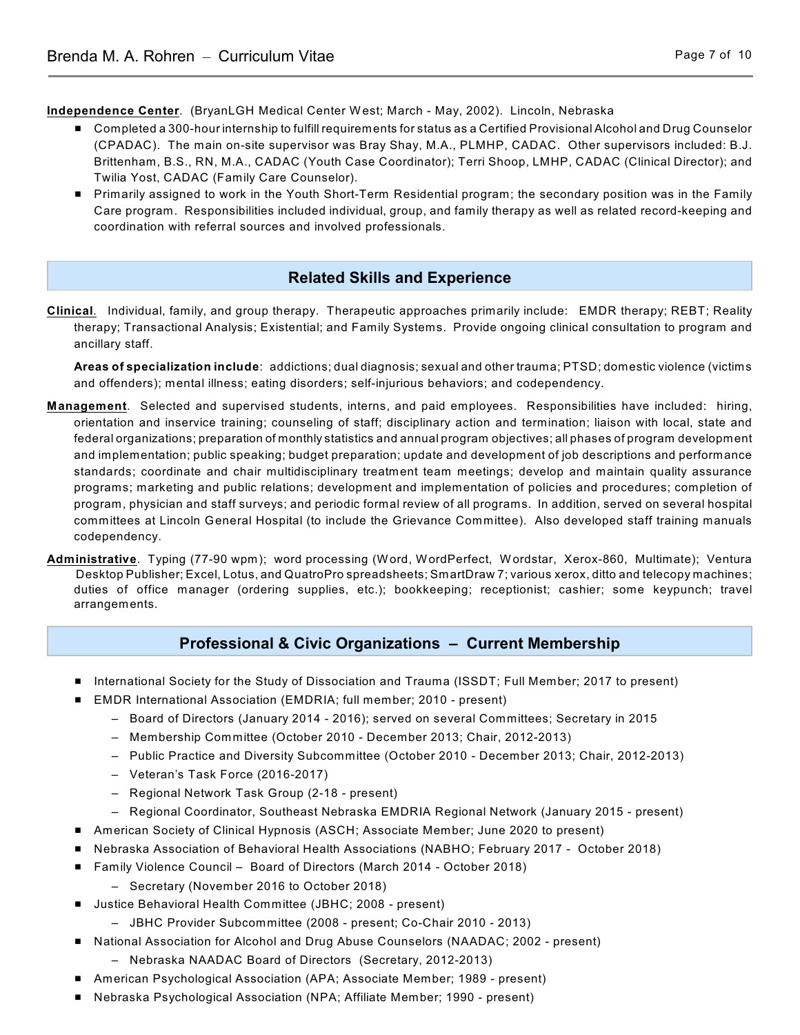**Independence Center**. (BryanLGH Medical Center West; March - May, 2002). Lincoln, Nebraska

- Completed a 300-hour internship to fulfill requirements for status as a Certified Provisional Alcohol and Drug Counselor (CPADAC). The main on-site supervisor was Bray Shay, M.A., PLMHP, CADAC. Other supervisors included: B.J. Brittenham, B.S., RN, M.A., CADAC (Youth Case Coordinator); Terri Shoop, LMHP, CADAC (Clinical Director); and Twilia Yost, CADAC (Family Care Counselor).
- Primarily assigned to work in the Youth Short-Term Residential program; the secondary position was in the Family Care program. Responsibilities included individual, group, and family therapy as well as related record-keeping and coordination with referral sources and involved professionals.

## Related Skills and Experience

**Clinical**. Individual, family, and group therapy. Therapeutic approaches primarily include: EMDR therapy; REBT; Reality therapy; Transactional Analysis; Existential; and Family Systems. Provide ongoing clinical consultation to program and ancillary staff.

**Areas of specialization include**: addictions; dual diagnosis; sexual and other trauma; PTSD; domestic violence (victims and offenders); mental illness; eating disorders; self-injurious behaviors; and codependency.

**Management**. Selected and supervised students, interns, and paid employees. Responsibilities have included: hiring, orientation and inservice training; counseling of staff; disciplinary action and termination; liaison with local, state and federal organizations; preparation of monthly statistics and annual program objectives; all phases of program development and implementation; public speaking; budget preparation; update and development of job descriptions and performance standards; coordinate and chair multidisciplinary treatment team meetings; develop and maintain quality assurance programs; marketing and public relations; development and implementation of policies and procedures; completion of program, physician and staff surveys; and periodic formal review of all programs. In addition, served on several hospital committees at Lincoln General Hospital (to include the Grievance Committee). Also developed staff training manuals codependency.

**Administrative**. Typing (77-90 wpm); word processing (Word, WordPerfect, Wordstar, Xerox-860, Multimate); Ventura Desktop Publisher; Excel, Lotus, and QuatroPro spreadsheets; SmartDraw 7; various xerox, ditto and telecopy machines; duties of office manager (ordering supplies, etc.); bookkeeping; receptionist; cashier; some keypunch; travel arrangements.

## Professional & Civic Organizations – Current Membership

- International Society for the Study of Dissociation and Trauma (ISSDT; Full Member; 2017 to present)
- EMDR International Association (EMDRIA; full member; 2010 - present)
  - Board of Directors (January 2014 - 2016); served on several Committees; Secretary in 2015
  - Membership Committee (October 2010 - December 2013; Chair, 2012-2013)
  - Public Practice and Diversity Subcommittee (October 2010 - December 2013; Chair, 2012-2013)
  - Veteran's Task Force (2016-2017)
  - Regional Network Task Group (2-18 - present)
  - Regional Coordinator, Southeast Nebraska EMDRIA Regional Network (January 2015 - present)
- American Society of Clinical Hypnosis (ASCH; Associate Member; June 2020 to present)
- Nebraska Association of Behavioral Health Associations (NABHO; February 2017 - October 2018)
- Family Violence Council – Board of Directors (March 2014 - October 2018)
  - Secretary (November 2016 to October 2018)
- Justice Behavioral Health Committee (JBHC; 2008 - present)
  - JBHC Provider Subcommittee (2008 - present; Co-Chair 2010 - 2013)
- National Association for Alcohol and Drug Abuse Counselors (NAADAC; 2002 - present)
  - Nebraska NAADAC Board of Directors (Secretary, 2012-2013)
- American Psychological Association (APA; Associate Member; 1989 - present)
- Nebraska Psychological Association (NPA; Affiliate Member; 1990 - present)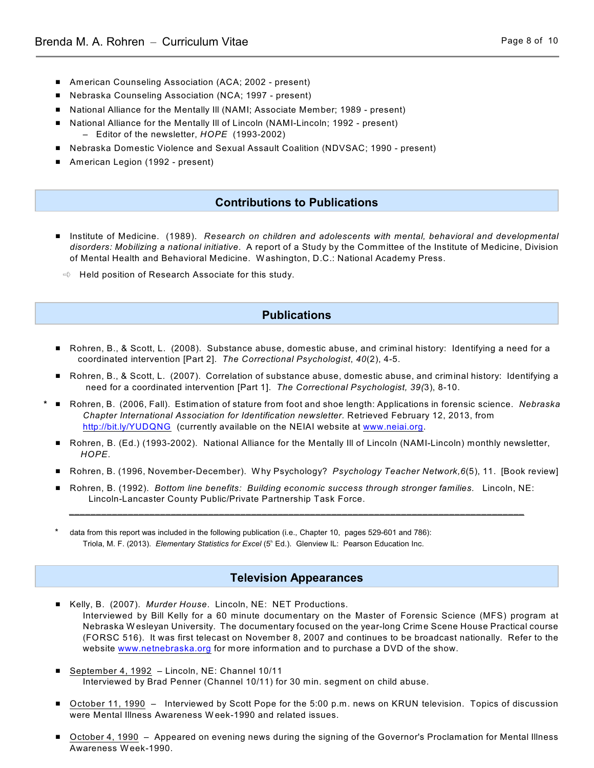- American Counseling Association (ACA; 2002 - present)
- Nebraska Counseling Association (NCA; 1997 - present)
- National Alliance for the Mentally Ill (NAMI; Associate Member; 1989 - present)
- National Alliance for the Mentally Ill of Lincoln (NAMI-Lincoln; 1992 - present)
  - Editor of the newsletter, *HOPE* (1993-2002)
- Nebraska Domestic Violence and Sexual Assault Coalition (NDVSAC; 1990 - present)
- American Legion (1992 - present)

## Contributions to Publications

- Institute of Medicine. (1989). *Research on children and adolescents with mental, behavioral and developmental disorders: Mobilizing a national initiative*. A report of a Study by the Committee of the Institute of Medicine, Division of Mental Health and Behavioral Medicine. Washington, D.C.: National Academy Press.

  ⇨ Held position of Research Associate for this study.

## Publications

- Rohren, B., & Scott, L. (2008). Substance abuse, domestic abuse, and criminal history: Identifying a need for a coordinated intervention [Part 2]. *The Correctional Psychologist*, *40*(2), 4-5.
- Rohren, B., & Scott, L. (2007). Correlation of substance abuse, domestic abuse, and criminal history: Identifying a need for a coordinated intervention [Part 1]. *The Correctional Psychologist, 39(*3), 8-10.
- \* Rohren, B. (2006, Fall). Estimation of stature from foot and shoe length: Applications in forensic science. *Nebraska Chapter International Association for Identification newsletter.* Retrieved February 12, 2013, from http://bit.ly/YUDQNG (currently available on the NEIAI website at www.neiai.org.
- Rohren, B. (Ed.) (1993-2002). National Alliance for the Mentally Ill of Lincoln (NAMI-Lincoln) monthly newsletter, *HOPE*.
- Rohren, B. (1996, November-December). Why Psychology? *Psychology Teacher Network,6*(5), 11. [Book review]
- Rohren, B. (1992). *Bottom line benefits: Building economic success through stronger families.* Lincoln, NE: Lincoln-Lancaster County Public/Private Partnership Task Force.

---

\* data from this report was included in the following publication (i.e., Chapter 10, pages 529-601 and 786): Triola, M. F. (2013). *Elementary Statistics for Excel* (5th Ed.). Glenview IL: Pearson Education Inc.

## Television Appearances

- Kelly, B. (2007). *Murder House.* Lincoln, NE: NET Productions.
  Interviewed by Bill Kelly for a 60 minute documentary on the Master of Forensic Science (MFS) program at Nebraska Wesleyan University. The documentary focused on the year-long Crime Scene House Practical course (FORSC 516). It was first telecast on November 8, 2007 and continues to be broadcast nationally. Refer to the website www.netnebraska.org for more information and to purchase a DVD of the show.
- September 4, 1992 – Lincoln, NE: Channel 10/11
  Interviewed by Brad Penner (Channel 10/11) for 30 min. segment on child abuse.
- October 11, 1990 – Interviewed by Scott Pope for the 5:00 p.m. news on KRUN television. Topics of discussion were Mental Illness Awareness Week-1990 and related issues.
- October 4, 1990 – Appeared on evening news during the signing of the Governor's Proclamation for Mental Illness Awareness Week-1990.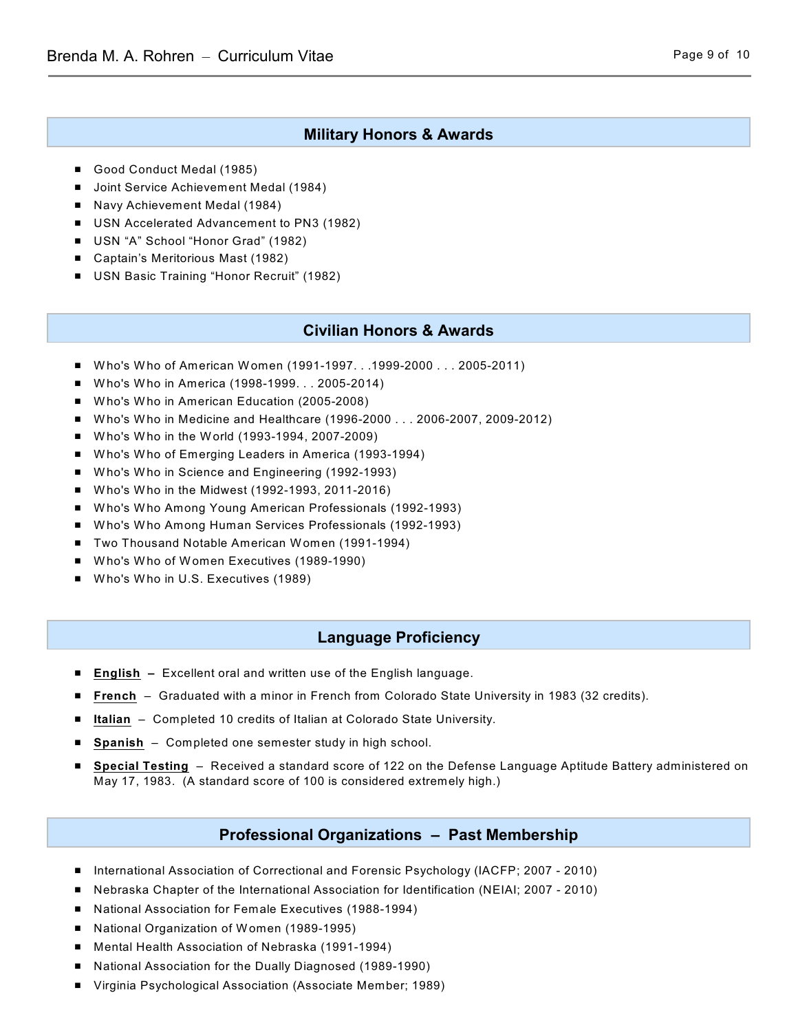## Military Honors & Awards

- Good Conduct Medal (1985)
- Joint Service Achievement Medal (1984)
- Navy Achievement Medal (1984)
- USN Accelerated Advancement to PN3 (1982)
- USN “A” School “Honor Grad” (1982)
- Captain’s Meritorious Mast (1982)
- USN Basic Training “Honor Recruit” (1982)

## Civilian Honors & Awards

- Who's Who of American Women (1991-1997. . .1999-2000 . . . 2005-2011)
- Who's Who in America (1998-1999. . . 2005-2014)
- Who's Who in American Education (2005-2008)
- Who's Who in Medicine and Healthcare (1996-2000 . . . 2006-2007, 2009-2012)
- Who's Who in the World (1993-1994, 2007-2009)
- Who's Who of Emerging Leaders in America (1993-1994)
- Who's Who in Science and Engineering (1992-1993)
- Who's Who in the Midwest (1992-1993, 2011-2016)
- Who's Who Among Young American Professionals (1992-1993)
- Who's Who Among Human Services Professionals (1992-1993)
- Two Thousand Notable American Women (1991-1994)
- Who's Who of Women Executives (1989-1990)
- Who's Who in U.S. Executives (1989)

## Language Proficiency

- **English** – Excellent oral and written use of the English language.
- **French** – Graduated with a minor in French from Colorado State University in 1983 (32 credits).
- **Italian** – Completed 10 credits of Italian at Colorado State University.
- **Spanish** – Completed one semester study in high school.
- **Special Testing** – Received a standard score of 122 on the Defense Language Aptitude Battery administered on May 17, 1983. (A standard score of 100 is considered extremely high.)

## Professional Organizations – Past Membership

- International Association of Correctional and Forensic Psychology (IACFP; 2007 - 2010)
- Nebraska Chapter of the International Association for Identification (NEIAI; 2007 - 2010)
- National Association for Female Executives (1988-1994)
- National Organization of Women (1989-1995)
- Mental Health Association of Nebraska (1991-1994)
- National Association for the Dually Diagnosed (1989-1990)
- Virginia Psychological Association (Associate Member; 1989)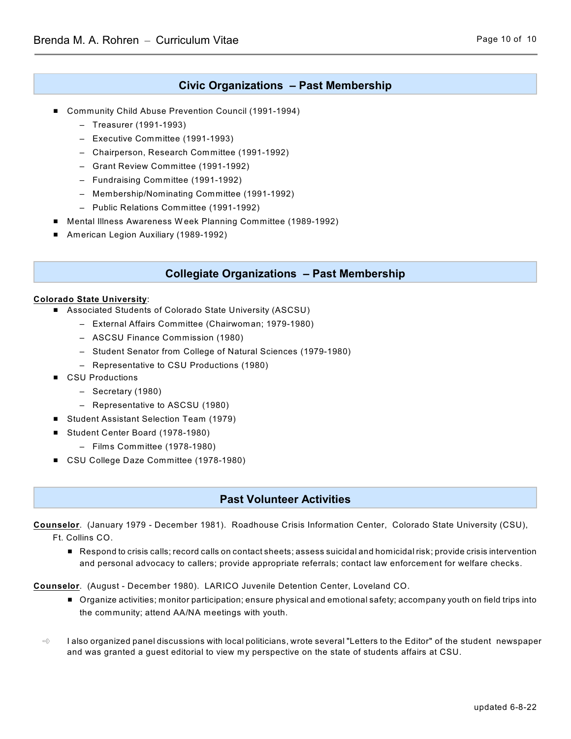## Civic Organizations – Past Membership

- Community Child Abuse Prevention Council (1991-1994)
  - Treasurer (1991-1993)
  - Executive Committee (1991-1993)
  - Chairperson, Research Committee (1991-1992)
  - Grant Review Committee (1991-1992)
  - Fundraising Committee (1991-1992)
  - Membership/Nominating Committee (1991-1992)
  - Public Relations Committee (1991-1992)
- Mental Illness Awareness Week Planning Committee (1989-1992)
- American Legion Auxiliary (1989-1992)

## Collegiate Organizations – Past Membership

**Colorado State University**:

- Associated Students of Colorado State University (ASCSU)
  - External Affairs Committee (Chairwoman; 1979-1980)
  - ASCSU Finance Commission (1980)
  - Student Senator from College of Natural Sciences (1979-1980)
  - Representative to CSU Productions (1980)
- CSU Productions
  - Secretary (1980)
  - Representative to ASCSU (1980)
- Student Assistant Selection Team (1979)
- Student Center Board (1978-1980)
  - Films Committee (1978-1980)
- CSU College Daze Committee (1978-1980)

## Past Volunteer Activities

**Counselor**. (January 1979 - December 1981). Roadhouse Crisis Information Center, Colorado State University (CSU), Ft. Collins CO.

- Respond to crisis calls; record calls on contact sheets; assess suicidal and homicidal risk; provide crisis intervention and personal advocacy to callers; provide appropriate referrals; contact law enforcement for welfare checks.

**Counselor**. (August - December 1980). LARICO Juvenile Detention Center, Loveland CO.

- Organize activities; monitor participation; ensure physical and emotional safety; accompany youth on field trips into the community; attend AA/NA meetings with youth.

⇨ I also organized panel discussions with local politicians, wrote several "Letters to the Editor" of the student newspaper and was granted a guest editorial to view my perspective on the state of students affairs at CSU.

updated 6-8-22